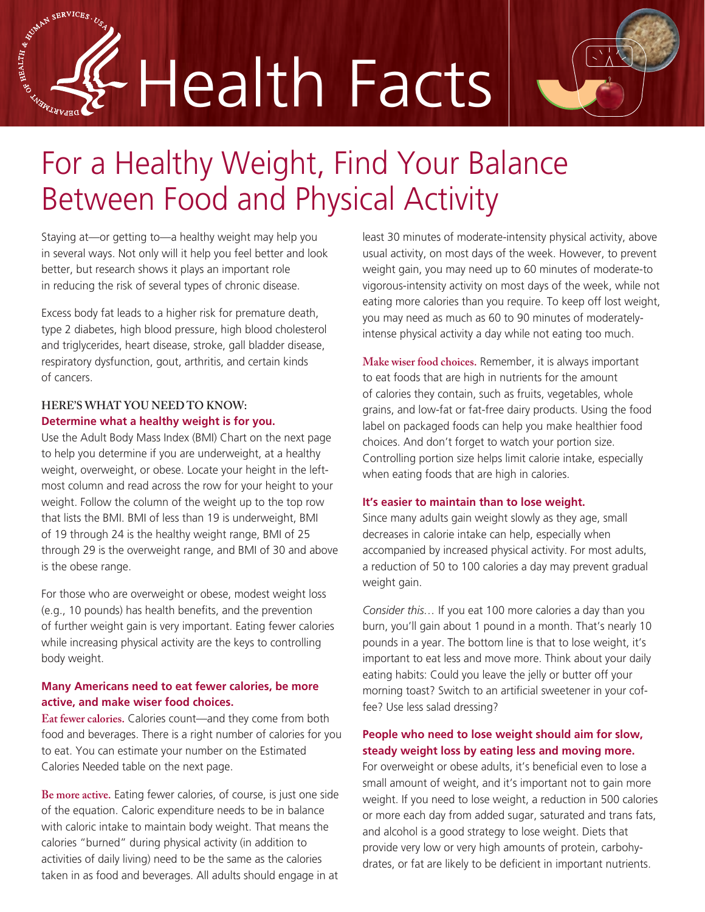# Health Facts

## For a Healthy Weight, Find Your Balance Between Food and Physical Activity

Staying at—or getting to—a healthy weight may help you in several ways. Not only will it help you feel better and look better, but research shows it plays an important role in reducing the risk of several types of chronic disease.

Excess body fat leads to a higher risk for premature death, type 2 diabetes, high blood pressure, high blood cholesterol and triglycerides, heart disease, stroke, gall bladder disease, respiratory dysfunction, gout, arthritis, and certain kinds of cancers.

### HERE'S WHAT YOU NEED TO KNOW:

**Determine what a healthy weight is for you.**

Use the Adult Body Mass Index (BMI) Chart on the next page to help you determine if you are underweight, at a healthy weight, overweight, or obese. Locate your height in the left-most column and read across the row for your height to your weight. Follow the column of the weight up to the top row that lists the BMI. BMI of less than 19 is underweight, BMI of 19 through 24 is the healthy weight range, BMI of 25 through 29 is the overweight range, and BMI of 30 and above is the obese range.

For those who are overweight or obese, modest weight loss (e.g., 10 pounds) has health benefits, and the prevention of further weight gain is very important. Eating fewer calories while increasing physical activity are the keys to controlling body weight.

**Many Americans need to eat fewer calories, be more active, and make wiser food choices.**

**Eat fewer calories.** Calories count—and they come from both food and beverages. There is a right number of calories for you to eat. You can estimate your number on the Estimated Calories Needed table on the next page.

**Be more active.** Eating fewer calories, of course, is just one side of the equation. Caloric expenditure needs to be in balance with caloric intake to maintain body weight. That means the calories "burned" during physical activity (in addition to activities of daily living) need to be the same as the calories taken in as food and beverages. All adults should engage in at least 30 minutes of moderate-intensity physical activity, above usual activity, on most days of the week. However, to prevent weight gain, you may need up to 60 minutes of moderate-to vigorous-intensity activity on most days of the week, while not eating more calories than you require. To keep off lost weight, you may need as much as 60 to 90 minutes of moderately-intense physical activity a day while not eating too much.

**Make wiser food choices.** Remember, it is always important to eat foods that are high in nutrients for the amount of calories they contain, such as fruits, vegetables, whole grains, and low-fat or fat-free dairy products. Using the food label on packaged foods can help you make healthier food choices. And don't forget to watch your portion size. Controlling portion size helps limit calorie intake, especially when eating foods that are high in calories.

**It's easier to maintain than to lose weight.**

Since many adults gain weight slowly as they age, small decreases in calorie intake can help, especially when accompanied by increased physical activity. For most adults, a reduction of 50 to 100 calories a day may prevent gradual weight gain.

*Consider this…* If you eat 100 more calories a day than you burn, you'll gain about 1 pound in a month. That's nearly 10 pounds in a year. The bottom line is that to lose weight, it's important to eat less and move more. Think about your daily eating habits: Could you leave the jelly or butter off your morning toast? Switch to an artificial sweetener in your coffee? Use less salad dressing?

**People who need to lose weight should aim for slow, steady weight loss by eating less and moving more.**

For overweight or obese adults, it's beneficial even to lose a small amount of weight, and it's important not to gain more weight. If you need to lose weight, a reduction in 500 calories or more each day from added sugar, saturated and trans fats, and alcohol is a good strategy to lose weight. Diets that provide very low or very high amounts of protein, carbohydrates, or fat are likely to be deficient in important nutrients.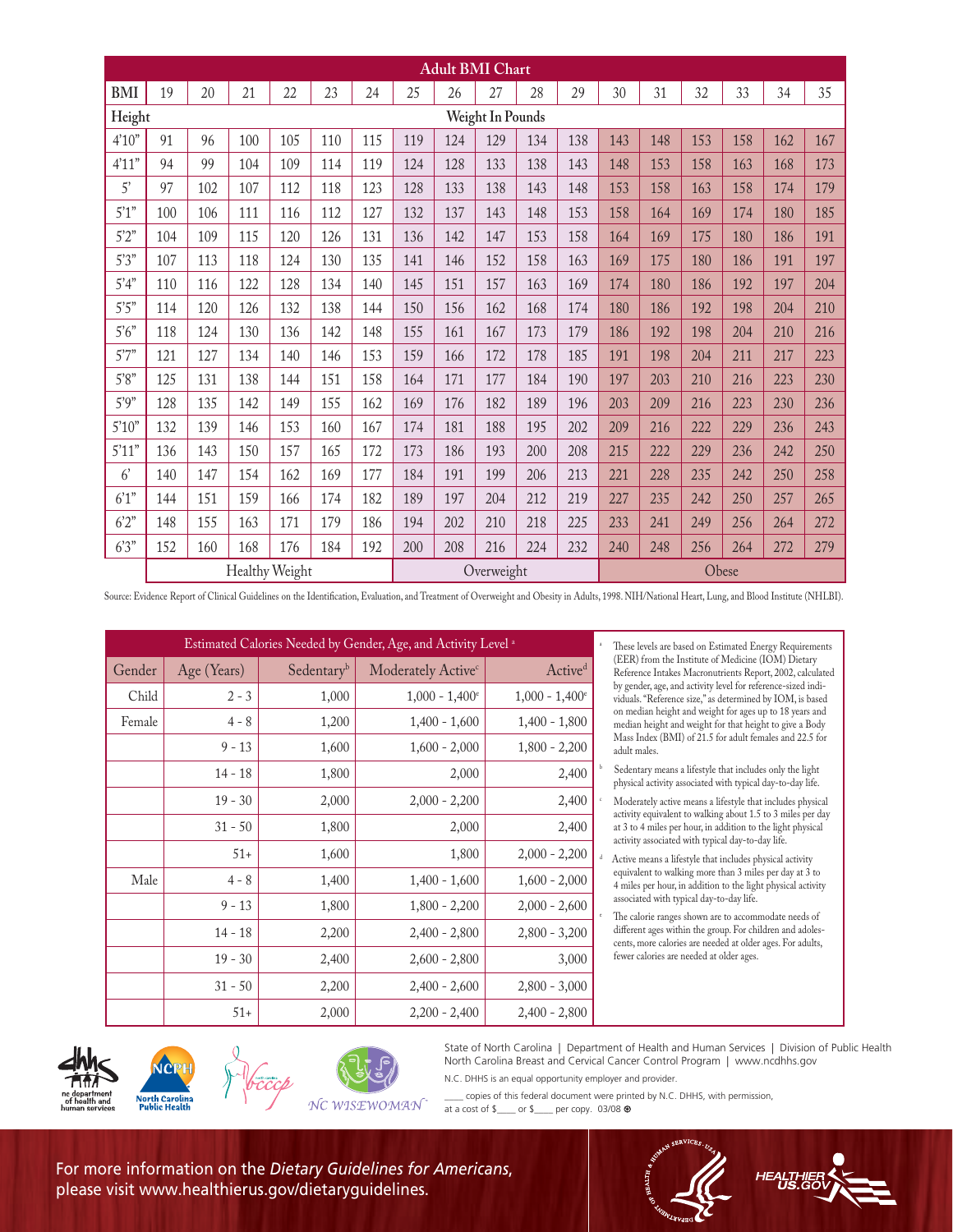## Adult BMI Chart

| BMI | 19 | 20 | 21 | 22 | 23 | 24 | 25 | 26 | 27 | 28 | 29 | 30 | 31 | 32 | 33 | 34 | 35 |
|---|---|---|---|---|---|---|---|---|---|---|---|---|---|---|---|---|---|
| Height | Weight In Pounds | | | | | | | | | | | | | | | | |
| 4'10" | 91 | 96 | 100 | 105 | 110 | 115 | 119 | 124 | 129 | 134 | 138 | 143 | 148 | 153 | 158 | 162 | 167 |
| 4'11" | 94 | 99 | 104 | 109 | 114 | 119 | 124 | 128 | 133 | 138 | 143 | 148 | 153 | 158 | 163 | 168 | 173 |
| 5' | 97 | 102 | 107 | 112 | 118 | 123 | 128 | 133 | 138 | 143 | 148 | 153 | 158 | 163 | 158 | 174 | 179 |
| 5'1" | 100 | 106 | 111 | 116 | 112 | 127 | 132 | 137 | 143 | 148 | 153 | 158 | 164 | 169 | 174 | 180 | 185 |
| 5'2" | 104 | 109 | 115 | 120 | 126 | 131 | 136 | 142 | 147 | 153 | 158 | 164 | 169 | 175 | 180 | 186 | 191 |
| 5'3" | 107 | 113 | 118 | 124 | 130 | 135 | 141 | 146 | 152 | 158 | 163 | 169 | 175 | 180 | 186 | 191 | 197 |
| 5'4" | 110 | 116 | 122 | 128 | 134 | 140 | 145 | 151 | 157 | 163 | 169 | 174 | 180 | 186 | 192 | 197 | 204 |
| 5'5" | 114 | 120 | 126 | 132 | 138 | 144 | 150 | 156 | 162 | 168 | 174 | 180 | 186 | 192 | 198 | 204 | 210 |
| 5'6" | 118 | 124 | 130 | 136 | 142 | 148 | 155 | 161 | 167 | 173 | 179 | 186 | 192 | 198 | 204 | 210 | 216 |
| 5'7" | 121 | 127 | 134 | 140 | 146 | 153 | 159 | 166 | 172 | 178 | 185 | 191 | 198 | 204 | 211 | 217 | 223 |
| 5'8" | 125 | 131 | 138 | 144 | 151 | 158 | 164 | 171 | 177 | 184 | 190 | 197 | 203 | 210 | 216 | 223 | 230 |
| 5'9" | 128 | 135 | 142 | 149 | 155 | 162 | 169 | 176 | 182 | 189 | 196 | 203 | 209 | 216 | 223 | 230 | 236 |
| 5'10" | 132 | 139 | 146 | 153 | 160 | 167 | 174 | 181 | 188 | 195 | 202 | 209 | 216 | 222 | 229 | 236 | 243 |
| 5'11" | 136 | 143 | 150 | 157 | 165 | 172 | 173 | 186 | 193 | 200 | 208 | 215 | 222 | 229 | 236 | 242 | 250 |
| 6' | 140 | 147 | 154 | 162 | 169 | 177 | 184 | 191 | 199 | 206 | 213 | 221 | 228 | 235 | 242 | 250 | 258 |
| 6'1" | 144 | 151 | 159 | 166 | 174 | 182 | 189 | 197 | 204 | 212 | 219 | 227 | 235 | 242 | 250 | 257 | 265 |
| 6'2" | 148 | 155 | 163 | 171 | 179 | 186 | 194 | 202 | 210 | 218 | 225 | 233 | 241 | 249 | 256 | 264 | 272 |
| 6'3" | 152 | 160 | 168 | 176 | 184 | 192 | 200 | 208 | 216 | 224 | 232 | 240 | 248 | 256 | 264 | 272 | 279 |
| | Healthy Weight | | | | | | Overweight | | | | | Obese | | | | | |

Source: Evidence Report of Clinical Guidelines on the Identification, Evaluation, and Treatment of Overweight and Obesity in Adults, 1998. NIH/National Heart, Lung, and Blood Institute (NHLBI).

## Estimated Calories Needed by Gender, Age, and Activity Level [a]

| Gender | Age (Years) | Sedentary[b] | Moderately Active[c] | Active[d] |
|---|---|---|---|---|
| Child | 2 - 3 | 1,000 | 1,000 - 1,400[e] | 1,000 - 1,400[e] |
| Female | 4 - 8 | 1,200 | 1,400 - 1,600 | 1,400 - 1,800 |
| | 9 - 13 | 1,600 | 1,600 - 2,000 | 1,800 - 2,200 |
| | 14 - 18 | 1,800 | 2,000 | 2,400 |
| | 19 - 30 | 2,000 | 2,000 - 2,200 | 2,400 |
| | 31 - 50 | 1,800 | 2,000 | 2,400 |
| | 51+ | 1,600 | 1,800 | 2,000 - 2,200 |
| Male | 4 - 8 | 1,400 | 1,400 - 1,600 | 1,600 - 2,000 |
| | 9 - 13 | 1,800 | 1,800 - 2,200 | 2,000 - 2,600 |
| | 14 - 18 | 2,200 | 2,400 - 2,800 | 2,800 - 3,200 |
| | 19 - 30 | 2,400 | 2,600 - 2,800 | 3,000 |
| | 31 - 50 | 2,200 | 2,400 - 2,600 | 2,800 - 3,000 |
| | 51+ | 2,000 | 2,200 - 2,400 | 2,400 - 2,800 |

[a] These levels are based on Estimated Energy Requirements (EER) from the Institute of Medicine (IOM) Dietary Reference Intakes Macronutrients Report, 2002, calculated by gender, age, and activity level for reference-sized individuals. "Reference size," as determined by IOM, is based on median height and weight for ages up to 18 years and median height and weight for that height to give a Body Mass Index (BMI) of 21.5 for adult females and 22.5 for adult males.

[b] Sedentary means a lifestyle that includes only the light physical activity associated with typical day-to-day life.

[c] Moderately active means a lifestyle that includes physical activity equivalent to walking about 1.5 to 3 miles per day at 3 to 4 miles per hour, in addition to the light physical activity associated with typical day-to-day life.

[d] Active means a lifestyle that includes physical activity equivalent to walking more than 3 miles per day at 3 to 4 miles per hour, in addition to the light physical activity associated with typical day-to-day life.

[e] The calorie ranges shown are to accommodate needs of different ages within the group. For children and adolescents, more calories are needed at older ages. For adults, fewer calories are needed at older ages.

nc department of health and human services | North Carolina Public Health | bcccp | NC WISEWOMAN

State of North Carolina | Department of Health and Human Services | Division of Public Health
North Carolina Breast and Cervical Cancer Control Program | www.ncdhhs.gov

N.C. DHHS is an equal opportunity employer and provider.

____ copies of this federal document were printed by N.C. DHHS, with permission, at a cost of $____ or $____ per copy. 03/08

For more information on the *Dietary Guidelines for Americans*, please visit www.healthierus.gov/dietaryguidelines.

HEALTHIER US.GOV